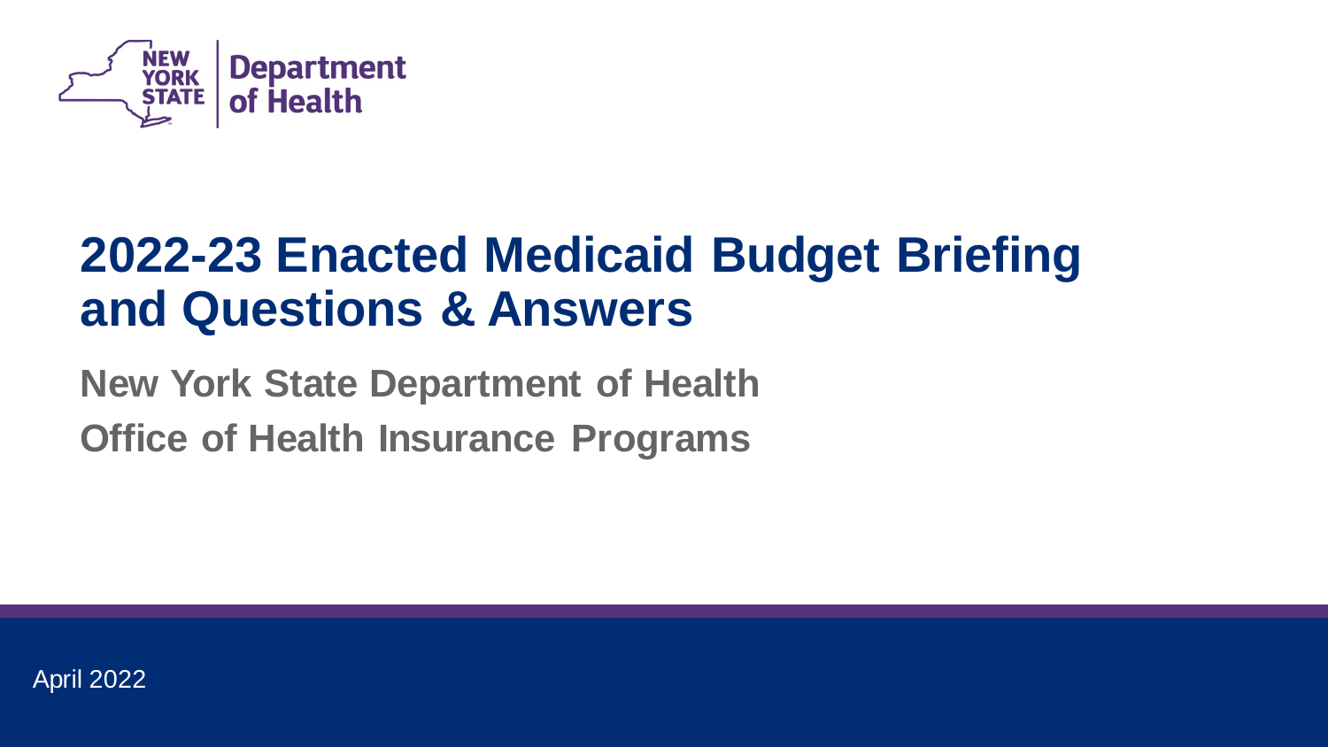NEW YORK STATE | Department of Health

# 2022-23 Enacted Medicaid Budget Briefing and Questions & Answers

**New York State Department of Health**

**Office of Health Insurance Programs**

April 2022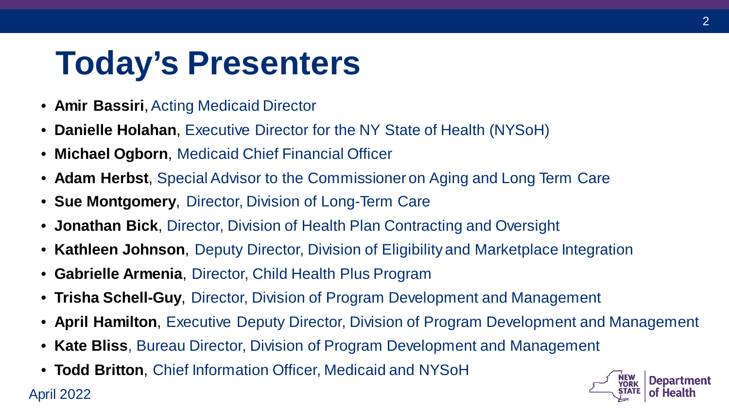# Today's Presenters

- **Amir Bassiri**, Acting Medicaid Director
- **Danielle Holahan**, Executive Director for the NY State of Health (NYSoH)
- **Michael Ogborn**, Medicaid Chief Financial Officer
- **Adam Herbst**, Special Advisor to the Commissioner on Aging and Long Term Care
- **Sue Montgomery**, Director, Division of Long-Term Care
- **Jonathan Bick**, Director, Division of Health Plan Contracting and Oversight
- **Kathleen Johnson**, Deputy Director, Division of Eligibility and Marketplace Integration
- **Gabrielle Armenia**, Director, Child Health Plus Program
- **Trisha Schell-Guy**, Director, Division of Program Development and Management
- **April Hamilton**, Executive Deputy Director, Division of Program Development and Management
- **Kate Bliss**, Bureau Director, Division of Program Development and Management
- **Todd Britton**, Chief Information Officer, Medicaid and NYSoH

April 2022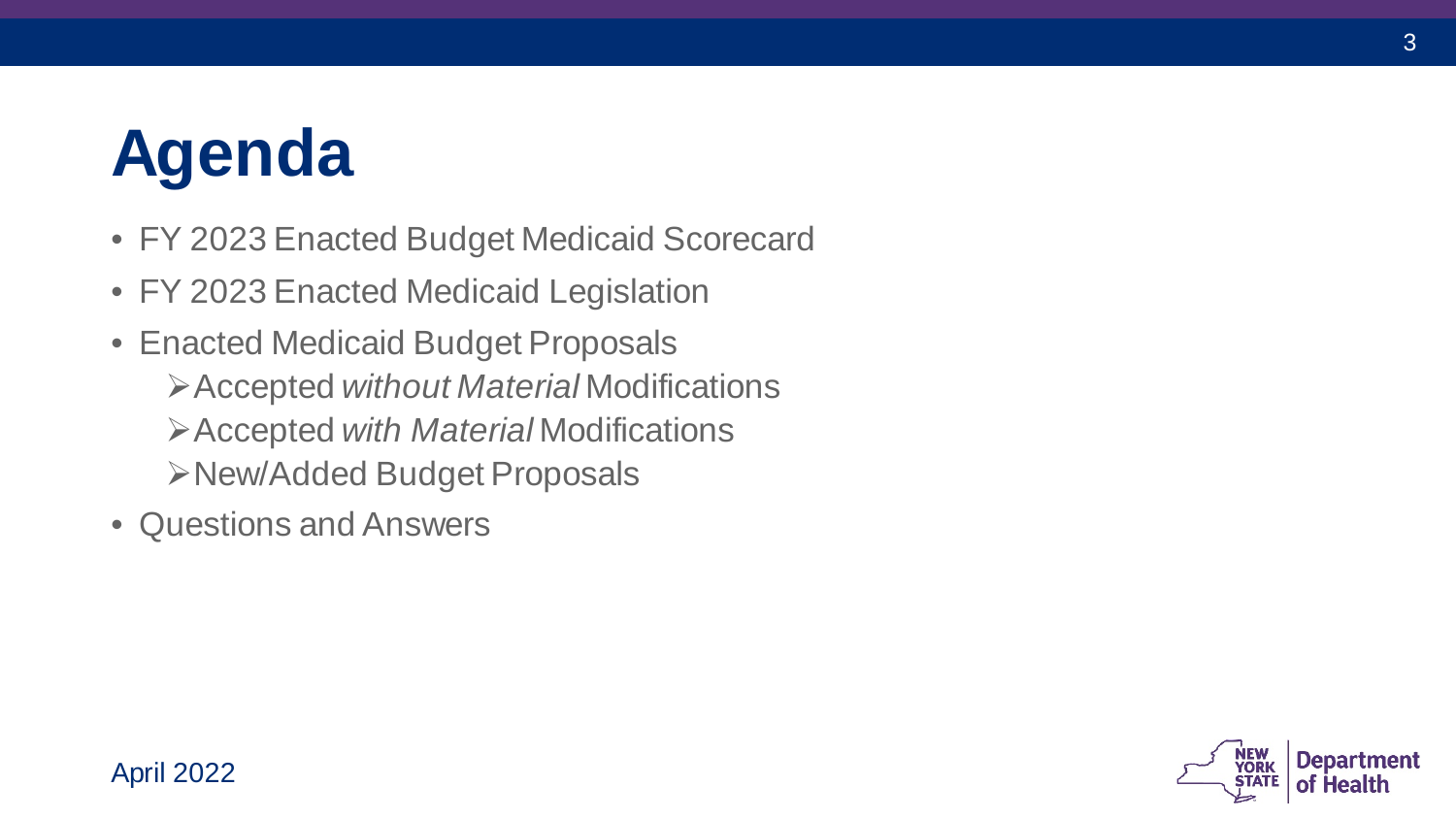# Agenda

- FY 2023 Enacted Budget Medicaid Scorecard
- FY 2023 Enacted Medicaid Legislation
- Enacted Medicaid Budget Proposals
  - Accepted *without Material* Modifications
  - Accepted *with Material* Modifications
  - New/Added Budget Proposals
- Questions and Answers

April 2022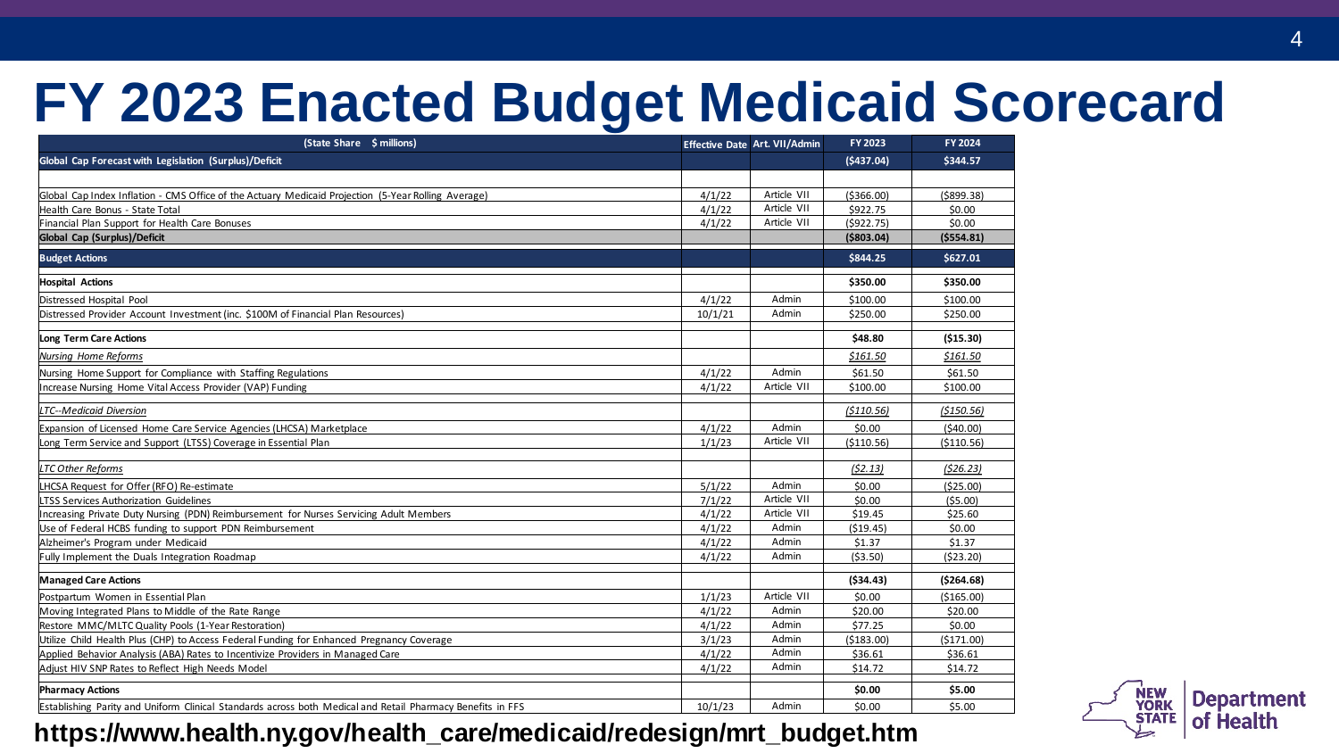# FY 2023 Enacted Budget Medicaid Scorecard

| (State Share $ millions) | Effective Date | Art. VII/Admin | FY 2023 | FY 2024 |
|---|---|---|---|---|
| **Global Cap Forecast with Legislation (Surplus)/Deficit** | | | **($437.04)** | **$344.57** |
| | | | | |
| Global Cap Index Inflation - CMS Office of the Actuary Medicaid Projection (5-Year Rolling Average) | 4/1/22 | Article VII | ($366.00) | ($899.38) |
| Health Care Bonus - State Total | 4/1/22 | Article VII | $922.75 | $0.00 |
| Financial Plan Support for Health Care Bonuses | 4/1/22 | Article VII | ($922.75) | $0.00 |
| **Global Cap (Surplus)/Deficit** | | | **($803.04)** | **($554.81)** |
| **Budget Actions** | | | **$844.25** | **$627.01** |
| **Hospital Actions** | | | **$350.00** | **$350.00** |
| Distressed Hospital Pool | 4/1/22 | Admin | $100.00 | $100.00 |
| Distressed Provider Account Investment (inc. $100M of Financial Plan Resources) | 10/1/21 | Admin | $250.00 | $250.00 |
| **Long Term Care Actions** | | | **$48.80** | **($15.30)** |
| *Nursing Home Reforms* | | | *$161.50* | *$161.50* |
| Nursing Home Support for Compliance with Staffing Regulations | 4/1/22 | Admin | $61.50 | $61.50 |
| Increase Nursing Home Vital Access Provider (VAP) Funding | 4/1/22 | Article VII | $100.00 | $100.00 |
| *LTC--Medicaid Diversion* | | | *($110.56)* | *($150.56)* |
| Expansion of Licensed Home Care Service Agencies (LHCSA) Marketplace | 4/1/22 | Admin | $0.00 | ($40.00) |
| Long Term Service and Support (LTSS) Coverage in Essential Plan | 1/1/23 | Article VII | ($110.56) | ($110.56) |
| *LTC Other Reforms* | | | *($2.13)* | *($26.23)* |
| LHCSA Request for Offer (RFO) Re-estimate | 5/1/22 | Admin | $0.00 | ($25.00) |
| LTSS Services Authorization Guidelines | 7/1/22 | Article VII | $0.00 | ($5.00) |
| Increasing Private Duty Nursing (PDN) Reimbursement for Nurses Servicing Adult Members | 4/1/22 | Article VII | $19.45 | $25.60 |
| Use of Federal HCBS funding to support PDN Reimbursement | 4/1/22 | Admin | ($19.45) | $0.00 |
| Alzheimer's Program under Medicaid | 4/1/22 | Admin | $1.37 | $1.37 |
| Fully Implement the Duals Integration Roadmap | 4/1/22 | Admin | ($3.50) | ($23.20) |
| **Managed Care Actions** | | | **($34.43)** | **($264.68)** |
| Postpartum Women in Essential Plan | 1/1/23 | Article VII | $0.00 | ($165.00) |
| Moving Integrated Plans to Middle of the Rate Range | 4/1/22 | Admin | $20.00 | $20.00 |
| Restore MMC/MLTC Quality Pools (1-Year Restoration) | 4/1/22 | Admin | $77.25 | $0.00 |
| Utilize Child Health Plus (CHP) to Access Federal Funding for Enhanced Pregnancy Coverage | 3/1/23 | Admin | ($183.00) | ($171.00) |
| Applied Behavior Analysis (ABA) Rates to Incentivize Providers in Managed Care | 4/1/22 | Admin | $36.61 | $36.61 |
| Adjust HIV SNP Rates to Reflect High Needs Model | 4/1/22 | Admin | $14.72 | $14.72 |
| **Pharmacy Actions** | | | **$0.00** | **$5.00** |
| Establishing Parity and Uniform Clinical Standards across both Medical and Retail Pharmacy Benefits in FFS | 10/1/23 | Admin | $0.00 | $5.00 |

**https://www.health.ny.gov/health_care/medicaid/redesign/mrt_budget.htm**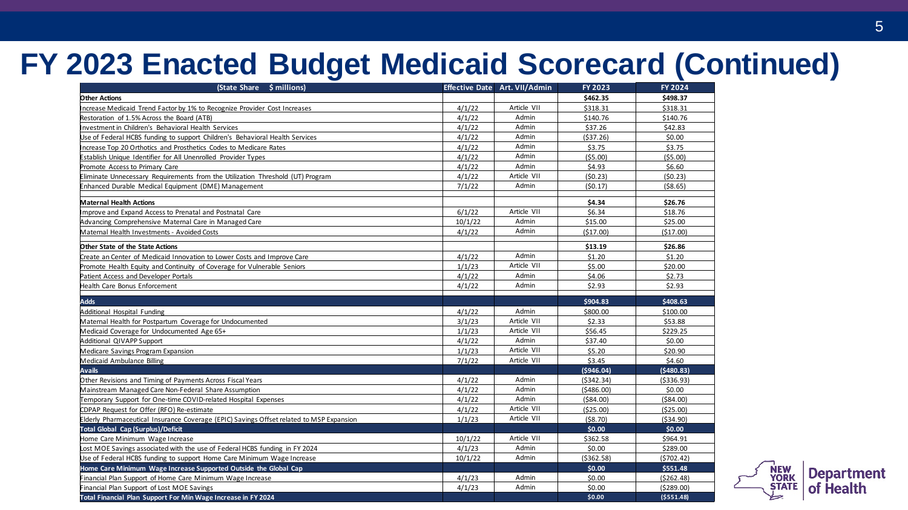# FY 2023 Enacted Budget Medicaid Scorecard (Continued)

| (State Share $ millions) | Effective Date | Art. VII/Admin | FY 2023 | FY 2024 |
|---|---|---|---|---|
| **Other Actions** | | | **$462.35** | **$498.37** |
| Increase Medicaid Trend Factor by 1% to Recognize Provider Cost Increases | 4/1/22 | Article VII | $318.31 | $318.31 |
| Restoration of 1.5% Across the Board (ATB) | 4/1/22 | Admin | $140.76 | $140.76 |
| Investment in Children's Behavioral Health Services | 4/1/22 | Admin | $37.26 | $42.83 |
| Use of Federal HCBS funding to support Children's Behavioral Health Services | 4/1/22 | Admin | ($37.26) | $0.00 |
| Increase Top 20 Orthotics and Prosthetics Codes to Medicare Rates | 4/1/22 | Admin | $3.75 | $3.75 |
| Establish Unique Identifier for All Unenrolled Provider Types | 4/1/22 | Admin | ($5.00) | ($5.00) |
| Promote Access to Primary Care | 4/1/22 | Admin | $4.93 | $6.60 |
| Eliminate Unnecessary Requirements from the Utilization Threshold (UT) Program | 4/1/22 | Article VII | ($0.23) | ($0.23) |
| Enhanced Durable Medical Equipment (DME) Management | 7/1/22 | Admin | ($0.17) | ($8.65) |
| **Maternal Health Actions** | | | **$4.34** | **$26.76** |
| Improve and Expand Access to Prenatal and Postnatal Care | 6/1/22 | Article VII | $6.34 | $18.76 |
| Advancing Comprehensive Maternal Care in Managed Care | 10/1/22 | Admin | $15.00 | $25.00 |
| Maternal Health Investments - Avoided Costs | 4/1/22 | Admin | ($17.00) | ($17.00) |
| **Other State of the State Actions** | | | **$13.19** | **$26.86** |
| Create an Center of Medicaid Innovation to Lower Costs and Improve Care | 4/1/22 | Admin | $1.20 | $1.20 |
| Promote Health Equity and Continuity of Coverage for Vulnerable Seniors | 1/1/23 | Article VII | $5.00 | $20.00 |
| Patient Access and Developer Portals | 4/1/22 | Admin | $4.06 | $2.73 |
| Health Care Bonus Enforcement | 4/1/22 | Admin | $2.93 | $2.93 |
| **Adds** | | | **$904.83** | **$408.63** |
| Additional Hospital Funding | 4/1/22 | Admin | $800.00 | $100.00 |
| Maternal Health for Postpartum Coverage for Undocumented | 3/1/23 | Article VII | $2.33 | $53.88 |
| Medicaid Coverage for Undocumented Age 65+ | 1/1/23 | Article VII | $56.45 | $229.25 |
| Additional QIVAPP Support | 4/1/22 | Admin | $37.40 | $0.00 |
| Medicare Savings Program Expansion | 1/1/23 | Article VII | $5.20 | $20.90 |
| Medicaid Ambulance Billing | 7/1/22 | Article VII | $3.45 | $4.60 |
| **Avails** | | | **($946.04)** | **($480.83)** |
| Other Revisions and Timing of Payments Across Fiscal Years | 4/1/22 | Admin | ($342.34) | ($336.93) |
| Mainstream Managed Care Non-Federal Share Assumption | 4/1/22 | Admin | ($486.00) | $0.00 |
| Temporary Support for One-time COVID-related Hospital Expenses | 4/1/22 | Admin | ($84.00) | ($84.00) |
| CDPAP Request for Offer (RFO) Re-estimate | 4/1/22 | Article VII | ($25.00) | ($25.00) |
| Elderly Pharmaceutical Insurance Coverage (EPIC) Savings Offset related to MSP Expansion | 1/1/23 | Article VII | ($8.70) | ($34.90) |
| **Total Global Cap (Surplus)/Deficit** | | | **$0.00** | **$0.00** |
| Home Care Minimum Wage Increase | 10/1/22 | Article VII | $362.58 | $964.91 |
| Lost MOE Savings associated with the use of Federal HCBS funding in FY 2024 | 4/1/23 | Admin | $0.00 | $289.00 |
| Use of Federal HCBS funding to support Home Care Minimum Wage Increase | 10/1/22 | Admin | ($362.58) | ($702.42) |
| **Home Care Minimum Wage Increase Supported Outside the Global Cap** | | | **$0.00** | **$551.48** |
| Financial Plan Support of Home Care Minimum Wage Increase | 4/1/23 | Admin | $0.00 | ($262.48) |
| Financial Plan Support of Lost MOE Savings | 4/1/23 | Admin | $0.00 | ($289.00) |
| **Total Financial Plan Support For Min Wage Increase in FY 2024** | | | **$0.00** | **($551.48)** |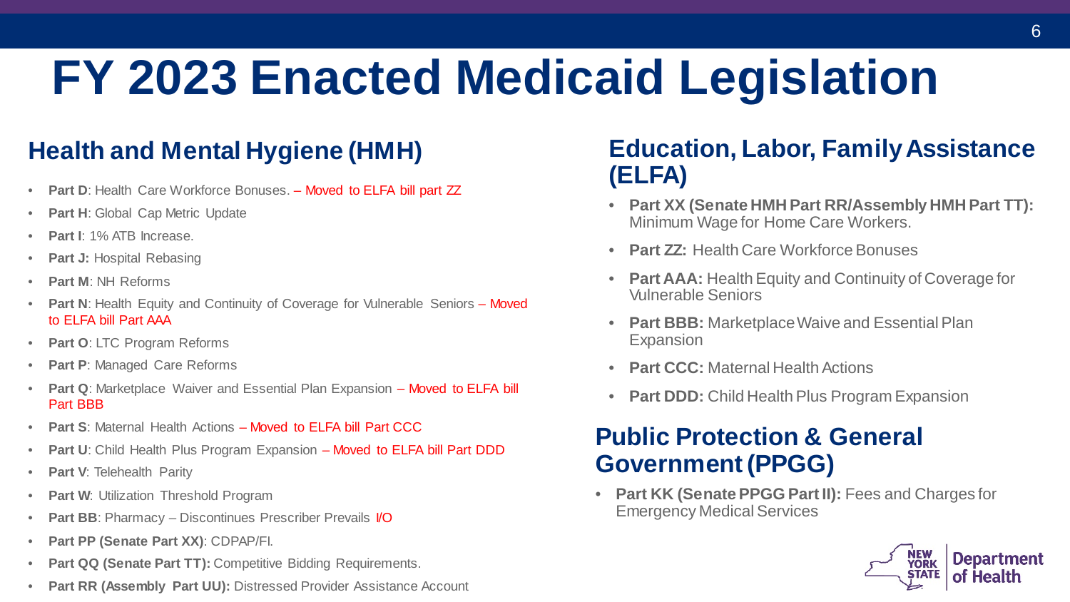# FY 2023 Enacted Medicaid Legislation

## Health and Mental Hygiene (HMH)

- **Part D**: Health Care Workforce Bonuses. – Moved to ELFA bill part ZZ
- **Part H**: Global Cap Metric Update
- **Part I**: 1% ATB Increase.
- **Part J:** Hospital Rebasing
- **Part M**: NH Reforms
- **Part N**: Health Equity and Continuity of Coverage for Vulnerable Seniors – Moved to ELFA bill Part AAA
- **Part O**: LTC Program Reforms
- **Part P**: Managed Care Reforms
- **Part Q**: Marketplace Waiver and Essential Plan Expansion – Moved to ELFA bill Part BBB
- **Part S**: Maternal Health Actions – Moved to ELFA bill Part CCC
- **Part U**: Child Health Plus Program Expansion – Moved to ELFA bill Part DDD
- **Part V**: Telehealth Parity
- **Part W**: Utilization Threshold Program
- **Part BB**: Pharmacy – Discontinues Prescriber Prevails I/O
- **Part PP (Senate Part XX)**: CDPAP/FI.
- **Part QQ (Senate Part TT):** Competitive Bidding Requirements.
- **Part RR (Assembly Part UU):** Distressed Provider Assistance Account

## Education, Labor, Family Assistance (ELFA)

- **Part XX (Senate HMH Part RR/Assembly HMH Part TT):** Minimum Wage for Home Care Workers.
- **Part ZZ:** Health Care Workforce Bonuses
- **Part AAA:** Health Equity and Continuity of Coverage for Vulnerable Seniors
- **Part BBB:** Marketplace Waive and Essential Plan Expansion
- **Part CCC:** Maternal Health Actions
- **Part DDD:** Child Health Plus Program Expansion

## Public Protection & General Government (PPGG)

- **Part KK (Senate PPGG Part II):** Fees and Charges for Emergency Medical Services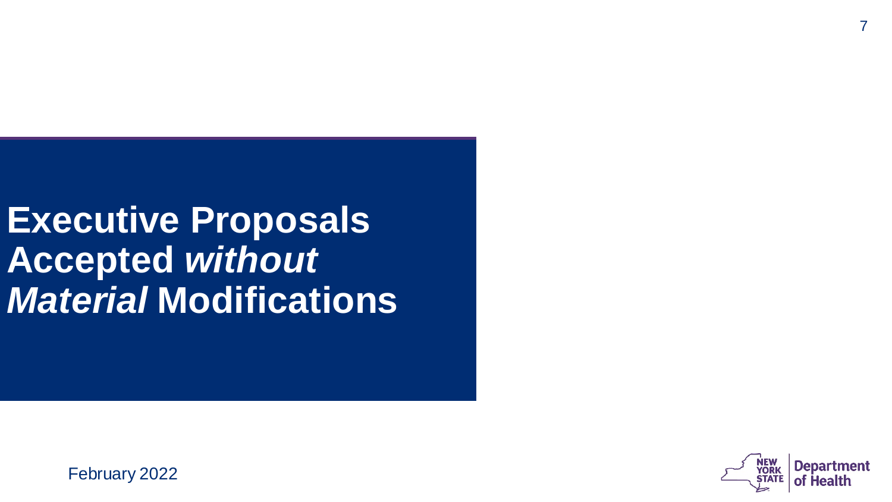# Executive Proposals Accepted *without Material* Modifications

February 2022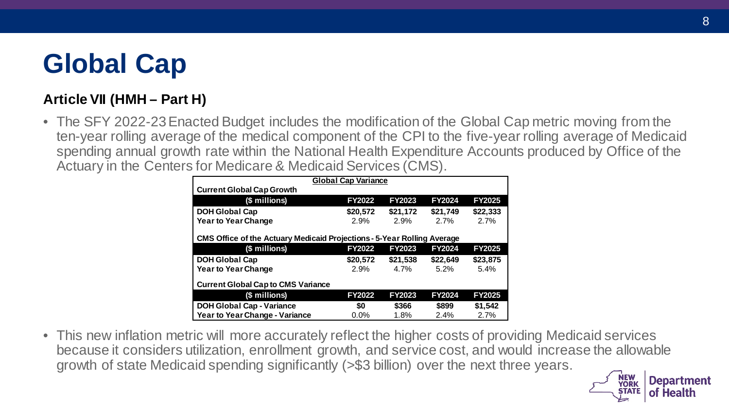# Global Cap

### Article VII (HMH – Part H)

- The SFY 2022-23 Enacted Budget includes the modification of the Global Cap metric moving from the ten-year rolling average of the medical component of the CPI to the five-year rolling average of Medicaid spending annual growth rate within the National Health Expenditure Accounts produced by Office of the Actuary in the Centers for Medicare & Medicaid Services (CMS).

| Global Cap Variance | | | | |
|---|---|---|---|---|
| **Current Global Cap Growth** | | | | |
| **($ millions)** | **FY2022** | **FY2023** | **FY2024** | **FY2025** |
| **DOH Global Cap** | **$20,572** | **$21,172** | **$21,749** | **$22,333** |
| **Year to Year Change** | 2.9% | 2.9% | 2.7% | 2.7% |
| **CMS Office of the Actuary Medicaid Projections - 5-Year Rolling Average** | | | | |
| **($ millions)** | **FY2022** | **FY2023** | **FY2024** | **FY2025** |
| **DOH Global Cap** | **$20,572** | **$21,538** | **$22,649** | **$23,875** |
| **Year to Year Change** | 2.9% | 4.7% | 5.2% | 5.4% |
| **Current Global Cap to CMS Variance** | | | | |
| **($ millions)** | **FY2022** | **FY2023** | **FY2024** | **FY2025** |
| **DOH Global Cap - Variance** | **$0** | **$366** | **$899** | **$1,542** |
| **Year to Year Change - Variance** | 0.0% | 1.8% | 2.4% | 2.7% |

- This new inflation metric will more accurately reflect the higher costs of providing Medicaid services because it considers utilization, enrollment growth, and service cost, and would increase the allowable growth of state Medicaid spending significantly (>$3 billion) over the next three years.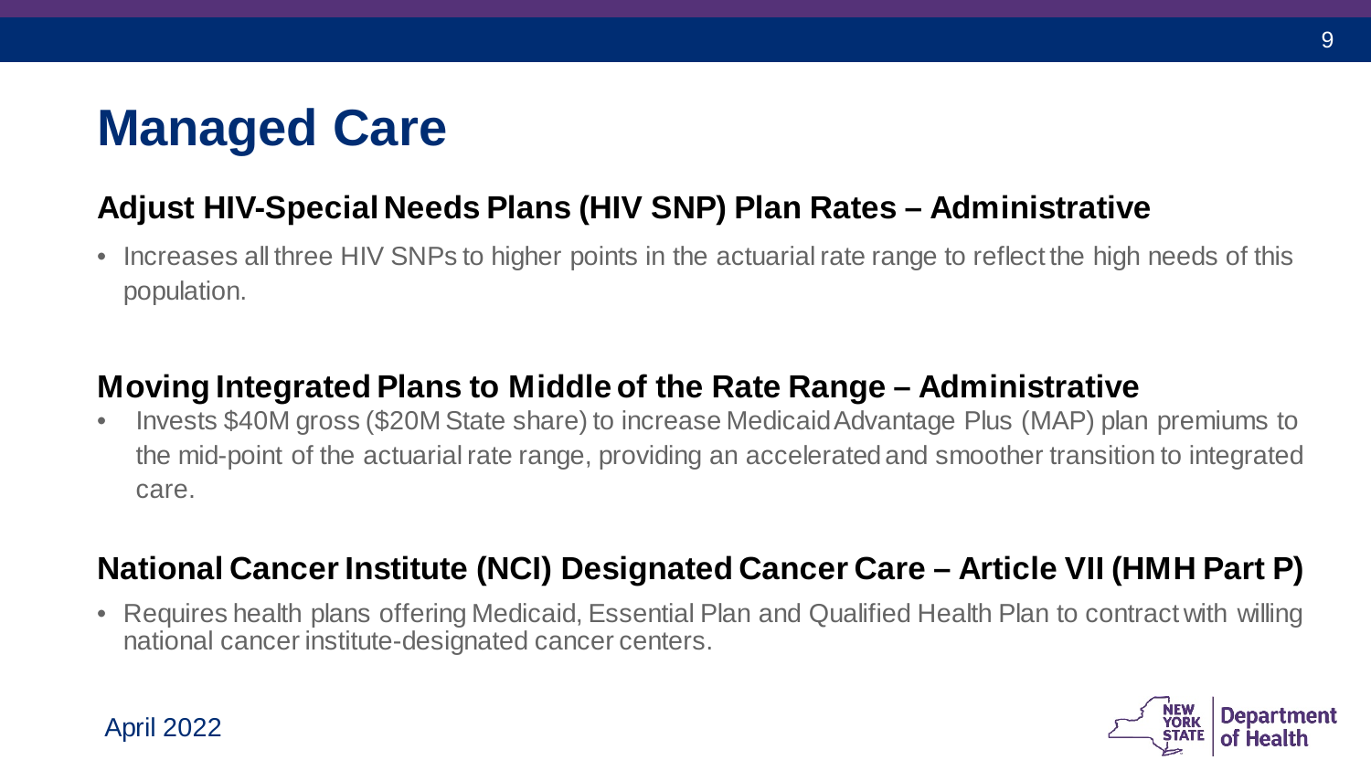# Managed Care

## Adjust HIV-Special Needs Plans (HIV SNP) Plan Rates – Administrative

- Increases all three HIV SNPs to higher points in the actuarial rate range to reflect the high needs of this population.

## Moving Integrated Plans to Middle of the Rate Range – Administrative

- Invests $40M gross ($20M State share) to increase Medicaid Advantage Plus (MAP) plan premiums to the mid-point of the actuarial rate range, providing an accelerated and smoother transition to integrated care.

## National Cancer Institute (NCI) Designated Cancer Care – Article VII (HMH Part P)

- Requires health plans offering Medicaid, Essential Plan and Qualified Health Plan to contract with willing national cancer institute-designated cancer centers.

April 2022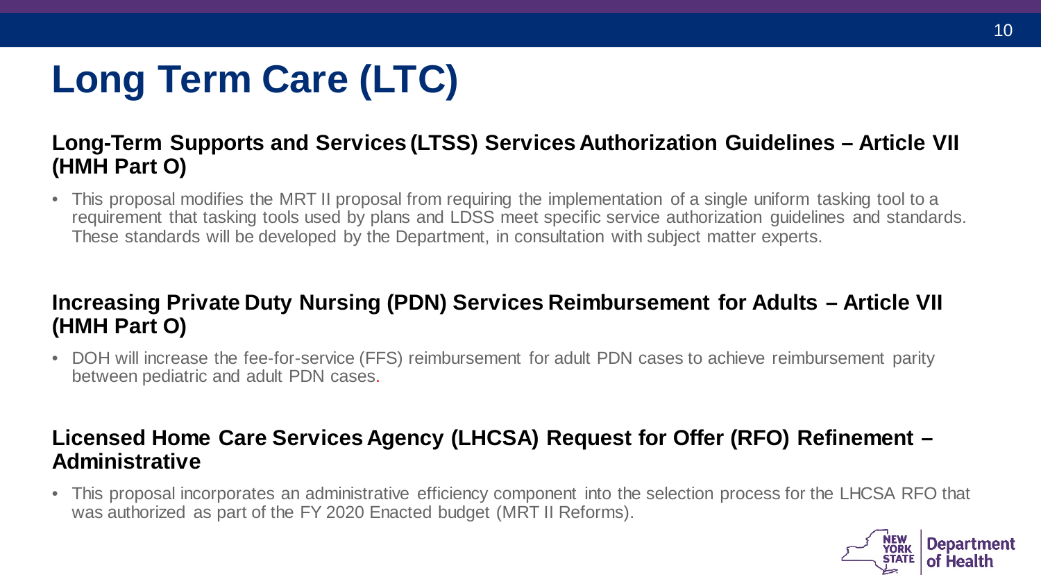# Long Term Care (LTC)

### Long-Term Supports and Services (LTSS) Services Authorization Guidelines – Article VII (HMH Part O)

- This proposal modifies the MRT II proposal from requiring the implementation of a single uniform tasking tool to a requirement that tasking tools used by plans and LDSS meet specific service authorization guidelines and standards. These standards will be developed by the Department, in consultation with subject matter experts.

### Increasing Private Duty Nursing (PDN) Services Reimbursement for Adults – Article VII (HMH Part O)

- DOH will increase the fee-for-service (FFS) reimbursement for adult PDN cases to achieve reimbursement parity between pediatric and adult PDN cases.

### Licensed Home Care Services Agency (LHCSA) Request for Offer (RFO) Refinement – Administrative

- This proposal incorporates an administrative efficiency component into the selection process for the LHCSA RFO that was authorized as part of the FY 2020 Enacted budget (MRT II Reforms).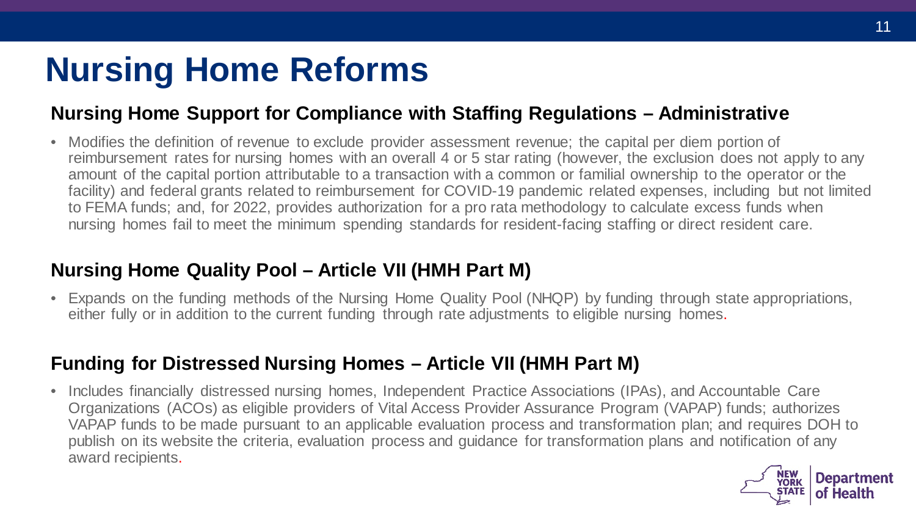# Nursing Home Reforms

## Nursing Home Support for Compliance with Staffing Regulations – Administrative

- Modifies the definition of revenue to exclude provider assessment revenue; the capital per diem portion of reimbursement rates for nursing homes with an overall 4 or 5 star rating (however, the exclusion does not apply to any amount of the capital portion attributable to a transaction with a common or familial ownership to the operator or the facility) and federal grants related to reimbursement for COVID-19 pandemic related expenses, including but not limited to FEMA funds; and, for 2022, provides authorization for a pro rata methodology to calculate excess funds when nursing homes fail to meet the minimum spending standards for resident-facing staffing or direct resident care.

## Nursing Home Quality Pool – Article VII (HMH Part M)

- Expands on the funding methods of the Nursing Home Quality Pool (NHQP) by funding through state appropriations, either fully or in addition to the current funding through rate adjustments to eligible nursing homes.

## Funding for Distressed Nursing Homes – Article VII (HMH Part M)

- Includes financially distressed nursing homes, Independent Practice Associations (IPAs), and Accountable Care Organizations (ACOs) as eligible providers of Vital Access Provider Assurance Program (VAPAP) funds; authorizes VAPAP funds to be made pursuant to an applicable evaluation process and transformation plan; and requires DOH to publish on its website the criteria, evaluation process and guidance for transformation plans and notification of any award recipients.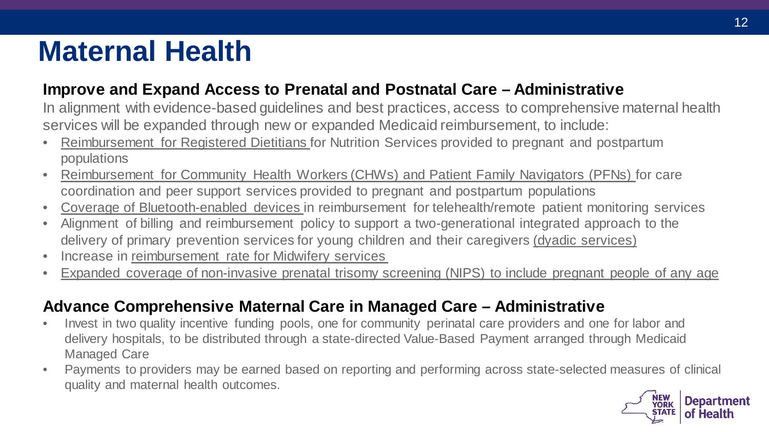# Maternal Health

## Improve and Expand Access to Prenatal and Postnatal Care – Administrative

In alignment with evidence-based guidelines and best practices, access to comprehensive maternal health services will be expanded through new or expanded Medicaid reimbursement, to include:

- Reimbursement for Registered Dietitians for Nutrition Services provided to pregnant and postpartum populations
- Reimbursement for Community Health Workers (CHWs) and Patient Family Navigators (PFNs) for care coordination and peer support services provided to pregnant and postpartum populations
- Coverage of Bluetooth-enabled devices in reimbursement for telehealth/remote patient monitoring services
- Alignment of billing and reimbursement policy to support a two-generational integrated approach to the delivery of primary prevention services for young children and their caregivers (dyadic services)
- Increase in reimbursement rate for Midwifery services
- Expanded coverage of non-invasive prenatal trisomy screening (NIPS) to include pregnant people of any age

## Advance Comprehensive Maternal Care in Managed Care – Administrative

- Invest in two quality incentive funding pools, one for community perinatal care providers and one for labor and delivery hospitals, to be distributed through a state-directed Value-Based Payment arranged through Medicaid Managed Care
- Payments to providers may be earned based on reporting and performing across state-selected measures of clinical quality and maternal health outcomes.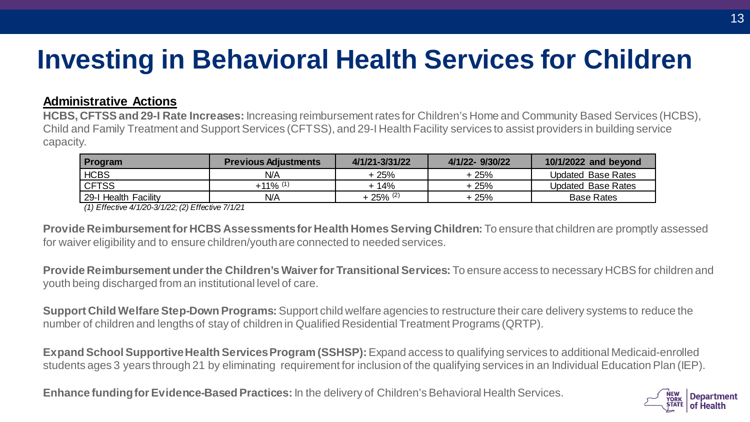# Investing in Behavioral Health Services for Children

**Administrative Actions**

**HCBS, CFTSS and 29-I Rate Increases:** Increasing reimbursement rates for Children's Home and Community Based Services (HCBS), Child and Family Treatment and Support Services (CFTSS), and 29-I Health Facility services to assist providers in building service capacity.

| Program | Previous Adjustments | 4/1/21-3/31/22 | 4/1/22- 9/30/22 | 10/1/2022 and beyond |
|---|---|---|---|---|
| HCBS | N/A | + 25% | + 25% | Updated Base Rates |
| CFTSS | +11% (1) | + 14% | + 25% | Updated Base Rates |
| 29-I Health Facility | N/A | + 25% (2) | + 25% | Base Rates |

*(1) Effective 4/1/20-3/1/22; (2) Effective 7/1/21*

**Provide Reimbursement for HCBS Assessments for Health Homes Serving Children:** To ensure that children are promptly assessed for waiver eligibility and to ensure children/youth are connected to needed services.

**Provide Reimbursement under the Children's Waiver for Transitional Services:** To ensure access to necessary HCBS for children and youth being discharged from an institutional level of care.

**Support Child Welfare Step-Down Programs:** Support child welfare agencies to restructure their care delivery systems to reduce the number of children and lengths of stay of children in Qualified Residential Treatment Programs (QRTP).

**Expand School Supportive Health Services Program (SSHSP):** Expand access to qualifying services to additional Medicaid-enrolled students ages 3 years through 21 by eliminating requirement for inclusion of the qualifying services in an Individual Education Plan (IEP).

**Enhance funding for Evidence-Based Practices:** In the delivery of Children's Behavioral Health Services.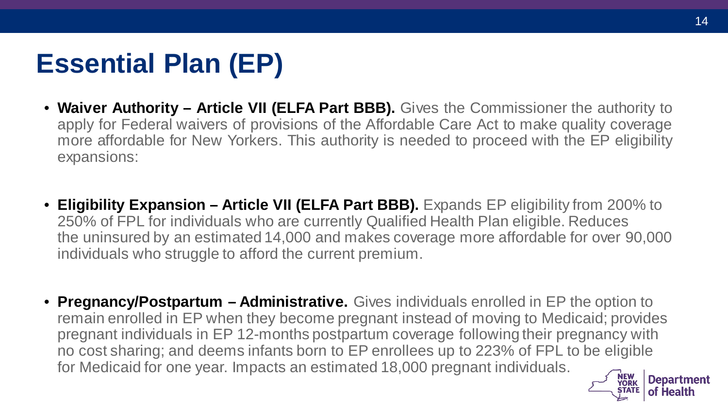# Essential Plan (EP)

- **Waiver Authority – Article VII (ELFA Part BBB).** Gives the Commissioner the authority to apply for Federal waivers of provisions of the Affordable Care Act to make quality coverage more affordable for New Yorkers. This authority is needed to proceed with the EP eligibility expansions:

- **Eligibility Expansion – Article VII (ELFA Part BBB).** Expands EP eligibility from 200% to 250% of FPL for individuals who are currently Qualified Health Plan eligible. Reduces the uninsured by an estimated 14,000 and makes coverage more affordable for over 90,000 individuals who struggle to afford the current premium.

- **Pregnancy/Postpartum – Administrative.** Gives individuals enrolled in EP the option to remain enrolled in EP when they become pregnant instead of moving to Medicaid; provides pregnant individuals in EP 12-months postpartum coverage following their pregnancy with no cost sharing; and deems infants born to EP enrollees up to 223% of FPL to be eligible for Medicaid for one year. Impacts an estimated 18,000 pregnant individuals.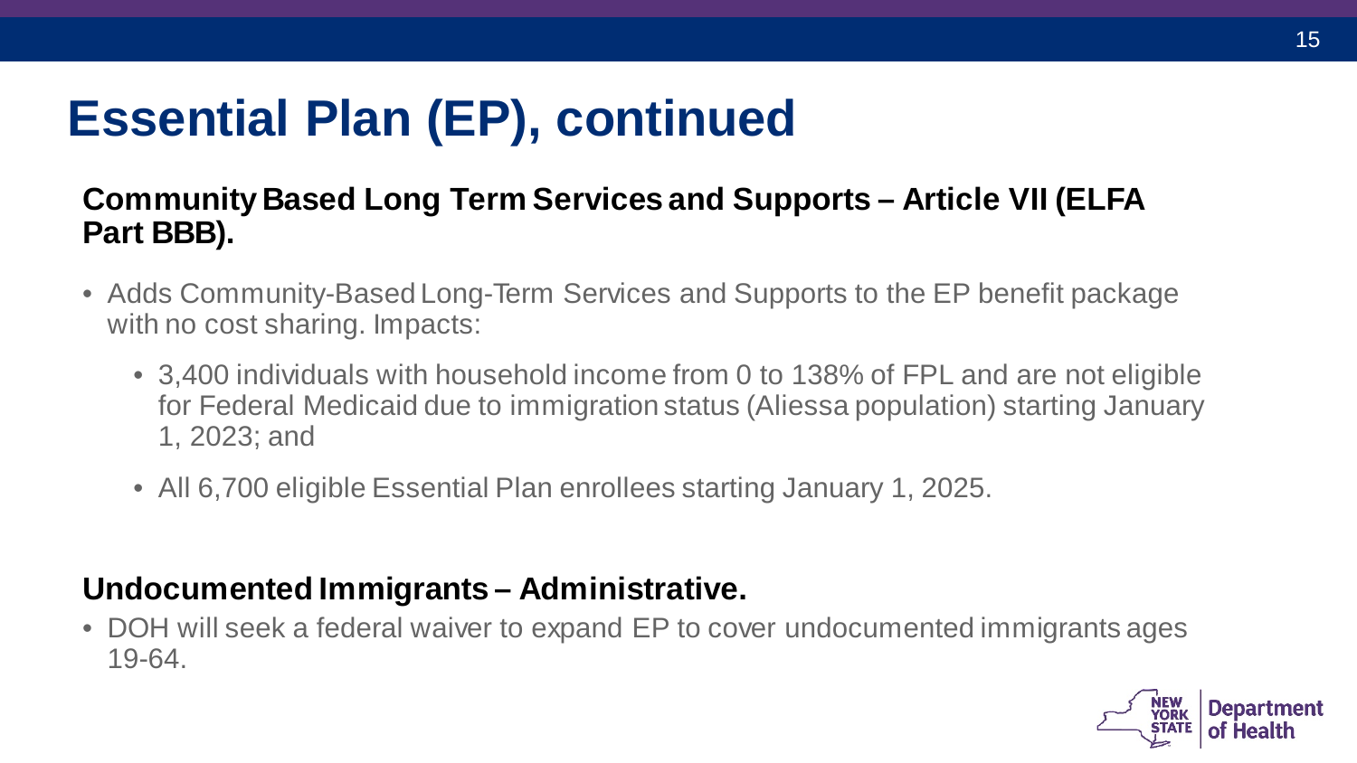# Essential Plan (EP), continued

**Community Based Long Term Services and Supports – Article VII (ELFA Part BBB).**

- Adds Community-Based Long-Term Services and Supports to the EP benefit package with no cost sharing. Impacts:
  - 3,400 individuals with household income from 0 to 138% of FPL and are not eligible for Federal Medicaid due to immigration status (Aliessa population) starting January 1, 2023; and
  - All 6,700 eligible Essential Plan enrollees starting January 1, 2025.

**Undocumented Immigrants – Administrative.**

- DOH will seek a federal waiver to expand EP to cover undocumented immigrants ages 19-64.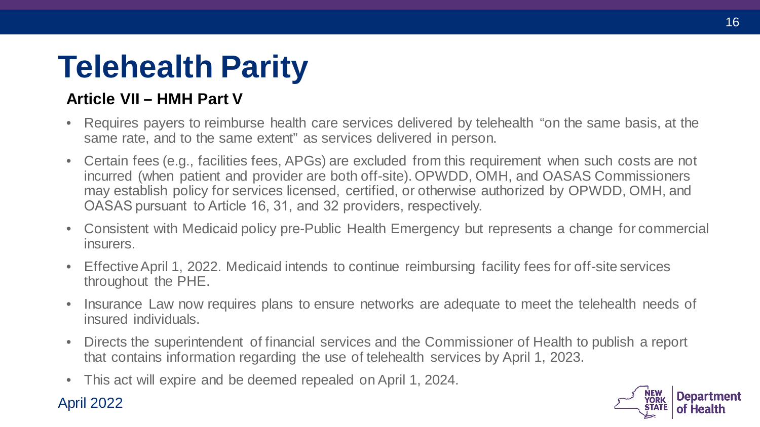# Telehealth Parity

### Article VII – HMH Part V

- Requires payers to reimburse health care services delivered by telehealth "on the same basis, at the same rate, and to the same extent" as services delivered in person.
- Certain fees (e.g., facilities fees, APGs) are excluded from this requirement when such costs are not incurred (when patient and provider are both off-site). OPWDD, OMH, and OASAS Commissioners may establish policy for services licensed, certified, or otherwise authorized by OPWDD, OMH, and OASAS pursuant to Article 16, 31, and 32 providers, respectively.
- Consistent with Medicaid policy pre-Public Health Emergency but represents a change for commercial insurers.
- Effective April 1, 2022. Medicaid intends to continue reimbursing facility fees for off-site services throughout the PHE.
- Insurance Law now requires plans to ensure networks are adequate to meet the telehealth needs of insured individuals.
- Directs the superintendent of financial services and the Commissioner of Health to publish a report that contains information regarding the use of telehealth services by April 1, 2023.
- This act will expire and be deemed repealed on April 1, 2024.

April 2022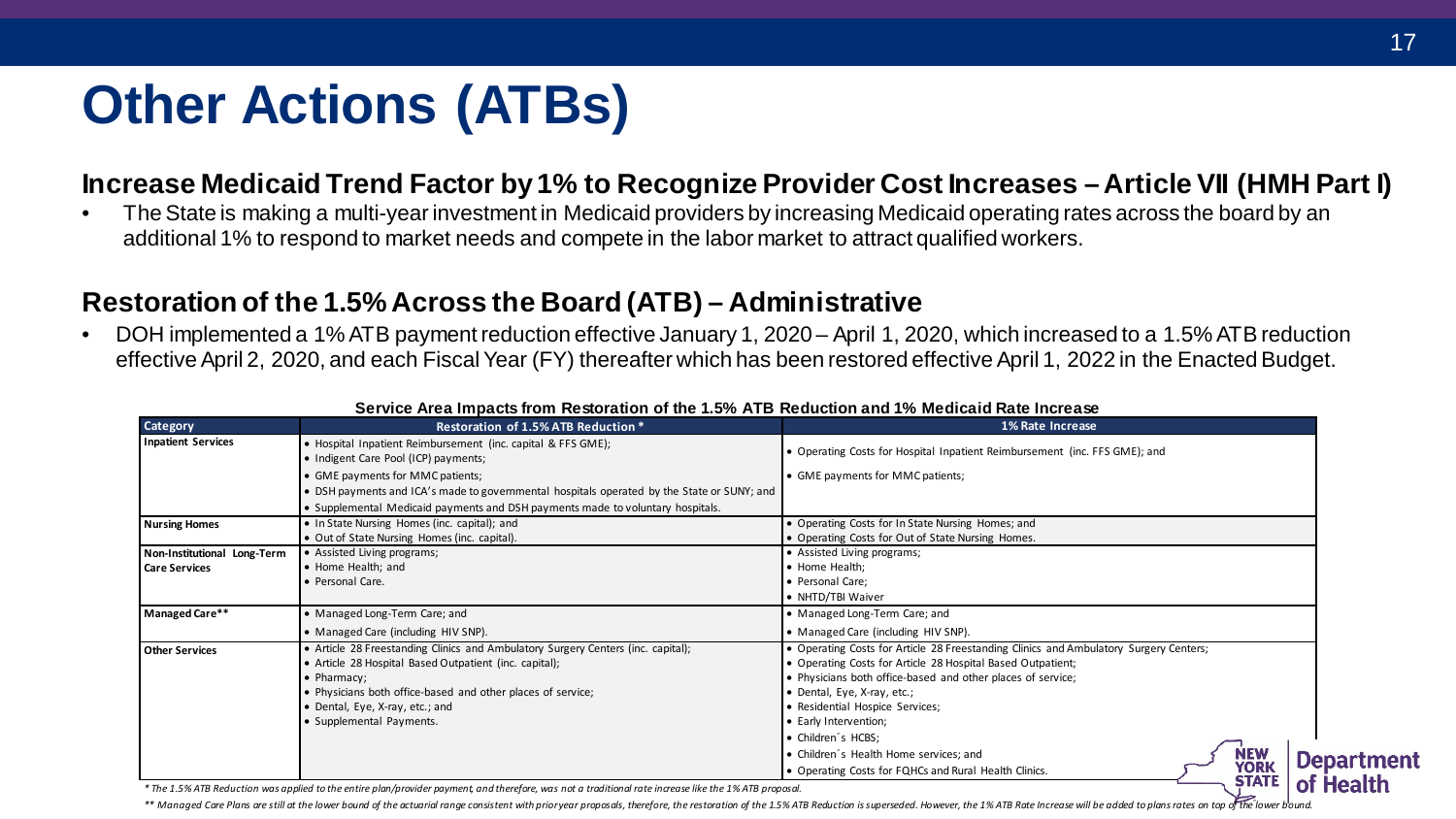# Other Actions (ATBs)

## Increase Medicaid Trend Factor by 1% to Recognize Provider Cost Increases – Article VII (HMH Part I)

- The State is making a multi-year investment in Medicaid providers by increasing Medicaid operating rates across the board by an additional 1% to respond to market needs and compete in the labor market to attract qualified workers.

## Restoration of the 1.5% Across the Board (ATB) – Administrative

- DOH implemented a 1% ATB payment reduction effective January 1, 2020 – April 1, 2020, which increased to a 1.5% ATB reduction effective April 2, 2020, and each Fiscal Year (FY) thereafter which has been restored effective April 1, 2022 in the Enacted Budget.

**Service Area Impacts from Restoration of the 1.5% ATB Reduction and 1% Medicaid Rate Increase**

| Category | Restoration of 1.5% ATB Reduction * | 1% Rate Increase |
|---|---|---|
| **Inpatient Services** | • Hospital Inpatient Reimbursement (inc. capital & FFS GME);<br>• Indigent Care Pool (ICP) payments;<br>• GME payments for MMC patients;<br>• DSH payments and ICA's made to governmental hospitals operated by the State or SUNY; and<br>• Supplemental Medicaid payments and DSH payments made to voluntary hospitals. | • Operating Costs for Hospital Inpatient Reimbursement (inc. FFS GME); and<br>• GME payments for MMC patients; |
| **Nursing Homes** | • In State Nursing Homes (inc. capital); and<br>• Out of State Nursing Homes (inc. capital). | • Operating Costs for In State Nursing Homes; and<br>• Operating Costs for Out of State Nursing Homes. |
| **Non-Institutional Long-Term Care Services** | • Assisted Living programs;<br>• Home Health; and<br>• Personal Care. | • Assisted Living programs;<br>• Home Health;<br>• Personal Care;<br>• NHTD/TBI Waiver |
| **Managed Care**** | • Managed Long-Term Care; and<br>• Managed Care (including HIV SNP). | • Managed Long-Term Care; and<br>• Managed Care (including HIV SNP). |
| **Other Services** | • Article 28 Freestanding Clinics and Ambulatory Surgery Centers (inc. capital);<br>• Article 28 Hospital Based Outpatient (inc. capital);<br>• Pharmacy;<br>• Physicians both office-based and other places of service;<br>• Dental, Eye, X-ray, etc.; and<br>• Supplemental Payments. | • Operating Costs for Article 28 Freestanding Clinics and Ambulatory Surgery Centers;<br>• Operating Costs for Article 28 Hospital Based Outpatient;<br>• Physicians both office-based and other places of service;<br>• Dental, Eye, X-ray, etc.;<br>• Residential Hospice Services;<br>• Early Intervention;<br>• Children's HCBS;<br>• Children's Health Home services; and<br>• Operating Costs for FQHCs and Rural Health Clinics. |

*\* The 1.5% ATB Reduction was applied to the entire plan/provider payment, and therefore, was not a traditional rate increase like the 1% ATB proposal.*

*\*\* Managed Care Plans are still at the lower bound of the actuarial range consistent with prior year proposals, therefore, the restoration of the 1.5% ATB Reduction is superseded. However, the 1% ATB Rate Increase will be added to plans rates on top of the lower bound.*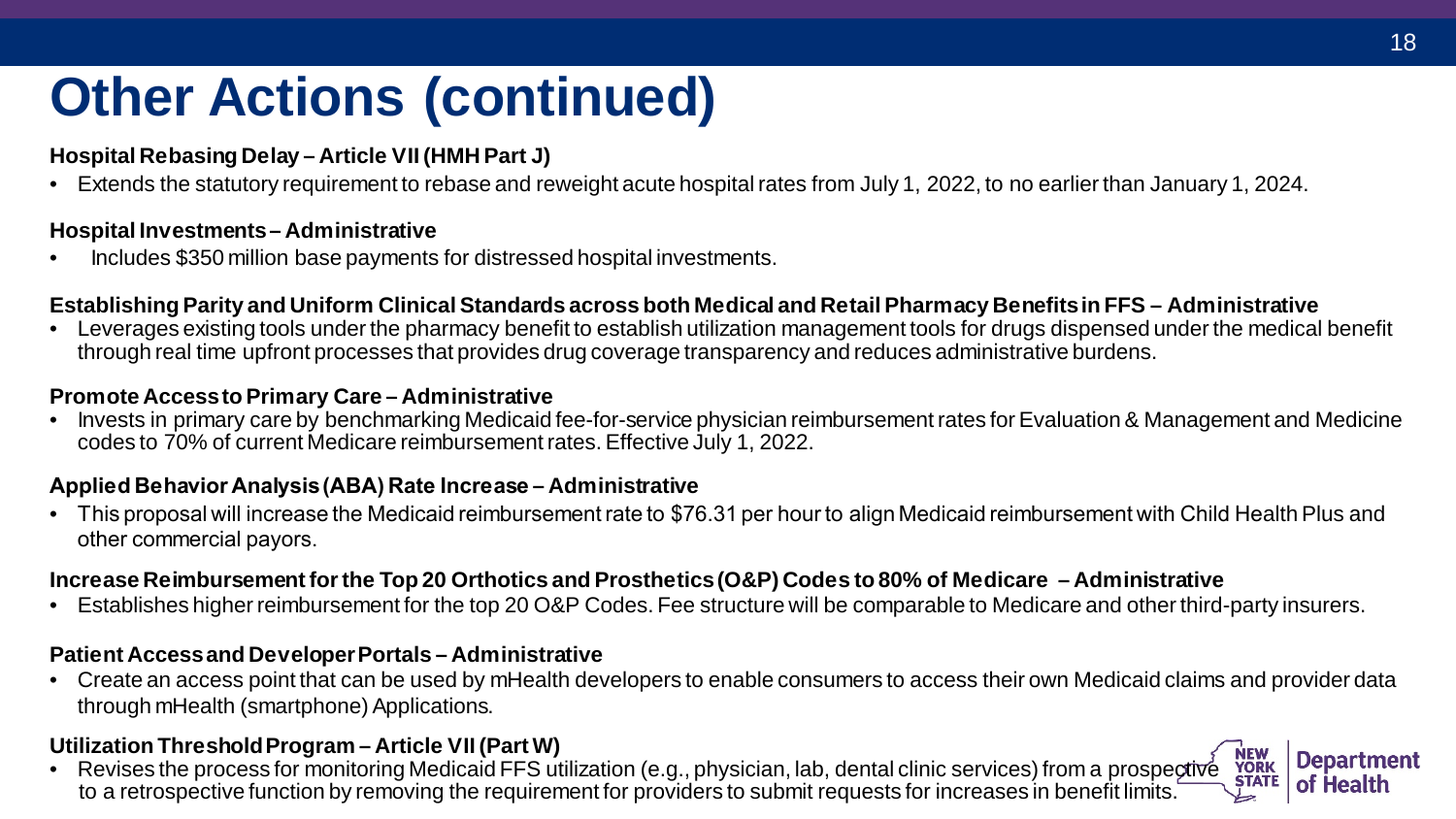# Other Actions (continued)

**Hospital Rebasing Delay – Article VII (HMH Part J)**

- Extends the statutory requirement to rebase and reweight acute hospital rates from July 1, 2022, to no earlier than January 1, 2024.

**Hospital Investments – Administrative**

- Includes $350 million base payments for distressed hospital investments.

**Establishing Parity and Uniform Clinical Standards across both Medical and Retail Pharmacy Benefits in FFS – Administrative**

- Leverages existing tools under the pharmacy benefit to establish utilization management tools for drugs dispensed under the medical benefit through real time upfront processes that provides drug coverage transparency and reduces administrative burdens.

**Promote Access to Primary Care – Administrative**

- Invests in primary care by benchmarking Medicaid fee-for-service physician reimbursement rates for Evaluation & Management and Medicine codes to 70% of current Medicare reimbursement rates. Effective July 1, 2022.

**Applied Behavior Analysis (ABA) Rate Increase – Administrative**

- This proposal will increase the Medicaid reimbursement rate to $76.31 per hour to align Medicaid reimbursement with Child Health Plus and other commercial payors.

**Increase Reimbursement for the Top 20 Orthotics and Prosthetics (O&P) Codes to 80% of Medicare – Administrative**

- Establishes higher reimbursement for the top 20 O&P Codes. Fee structure will be comparable to Medicare and other third-party insurers.

**Patient Access and Developer Portals – Administrative**

- Create an access point that can be used by mHealth developers to enable consumers to access their own Medicaid claims and provider data through mHealth (smartphone) Applications.

**Utilization Threshold Program – Article VII (Part W)**

- Revises the process for monitoring Medicaid FFS utilization (e.g., physician, lab, dental clinic services) from a prospective to a retrospective function by removing the requirement for providers to submit requests for increases in benefit limits.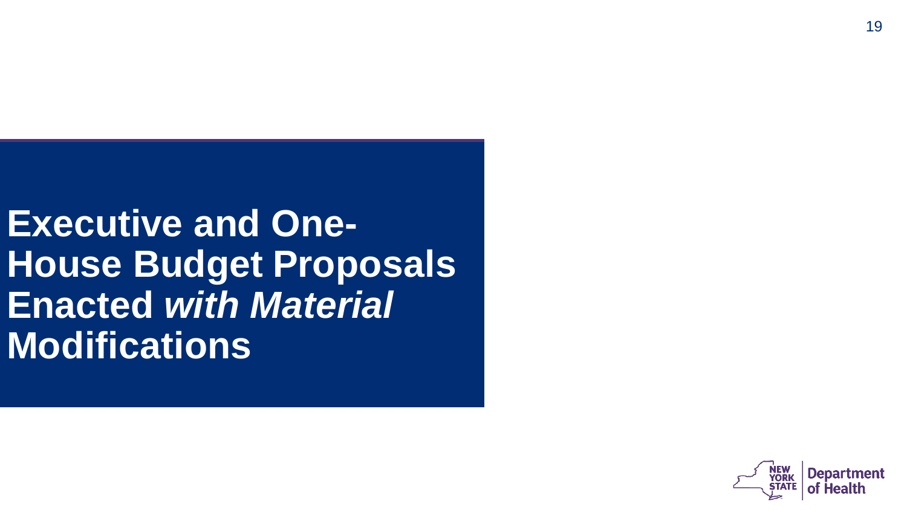# Executive and One-House Budget Proposals Enacted *with Material* Modifications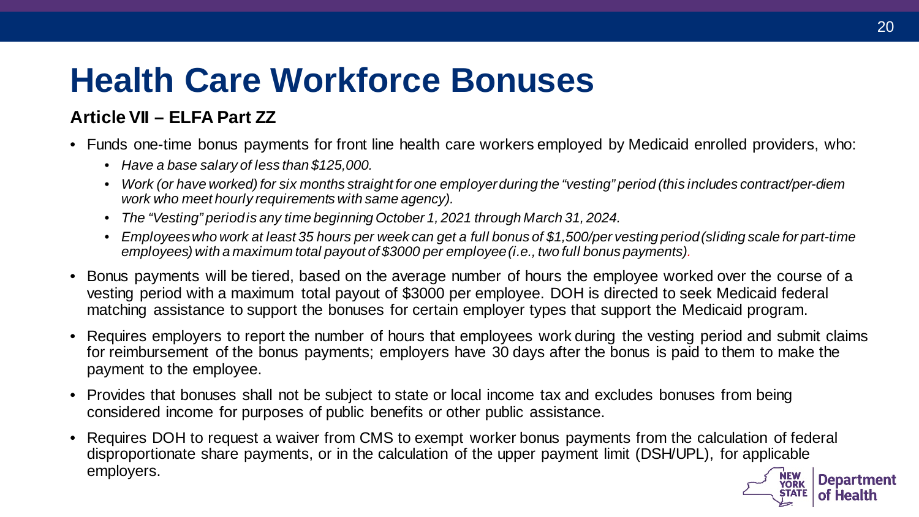# Health Care Workforce Bonuses

### Article VII – ELFA Part ZZ

- Funds one-time bonus payments for front line health care workers employed by Medicaid enrolled providers, who:
  - *Have a base salary of less than $125,000.*
  - *Work (or have worked) for six months straight for one employer during the "vesting" period (this includes contract/per-diem work who meet hourly requirements with same agency).*
  - *The "Vesting" period is any time beginning October 1, 2021 through March 31, 2024.*
  - *Employees who work at least 35 hours per week can get a full bonus of $1,500/per vesting period (sliding scale for part-time employees) with a maximum total payout of $3000 per employee (i.e., two full bonus payments).*
- Bonus payments will be tiered, based on the average number of hours the employee worked over the course of a vesting period with a maximum total payout of $3000 per employee. DOH is directed to seek Medicaid federal matching assistance to support the bonuses for certain employer types that support the Medicaid program.
- Requires employers to report the number of hours that employees work during the vesting period and submit claims for reimbursement of the bonus payments; employers have 30 days after the bonus is paid to them to make the payment to the employee.
- Provides that bonuses shall not be subject to state or local income tax and excludes bonuses from being considered income for purposes of public benefits or other public assistance.
- Requires DOH to request a waiver from CMS to exempt worker bonus payments from the calculation of federal disproportionate share payments, or in the calculation of the upper payment limit (DSH/UPL), for applicable employers.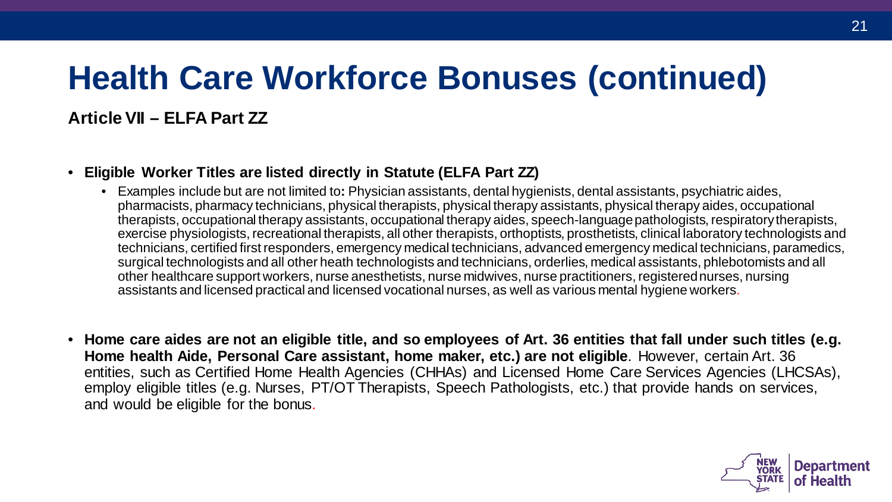# Health Care Workforce Bonuses (continued)

**Article VII – ELFA Part ZZ**

- **Eligible Worker Titles are listed directly in Statute (ELFA Part ZZ)**
  - Examples include but are not limited to**:** Physician assistants, dental hygienists, dental assistants, psychiatric aides, pharmacists, pharmacy technicians, physical therapists, physical therapy assistants, physical therapy aides, occupational therapists, occupational therapy assistants, occupational therapy aides, speech-language pathologists, respiratory therapists, exercise physiologists, recreational therapists, all other therapists, orthoptists, prosthetists, clinical laboratory technologists and technicians, certified first responders, emergency medical technicians, advanced emergency medical technicians, paramedics, surgical technologists and all other heath technologists and technicians, orderlies, medical assistants, phlebotomists and all other healthcare support workers, nurse anesthetists, nurse midwives, nurse practitioners, registered nurses, nursing assistants and licensed practical and licensed vocational nurses, as well as various mental hygiene workers.

- **Home care aides are not an eligible title, and so employees of Art. 36 entities that fall under such titles (e.g. Home health Aide, Personal Care assistant, home maker, etc.) are not eligible**. However, certain Art. 36 entities, such as Certified Home Health Agencies (CHHAs) and Licensed Home Care Services Agencies (LHCSAs), employ eligible titles (e.g. Nurses, PT/OT Therapists, Speech Pathologists, etc.) that provide hands on services, and would be eligible for the bonus.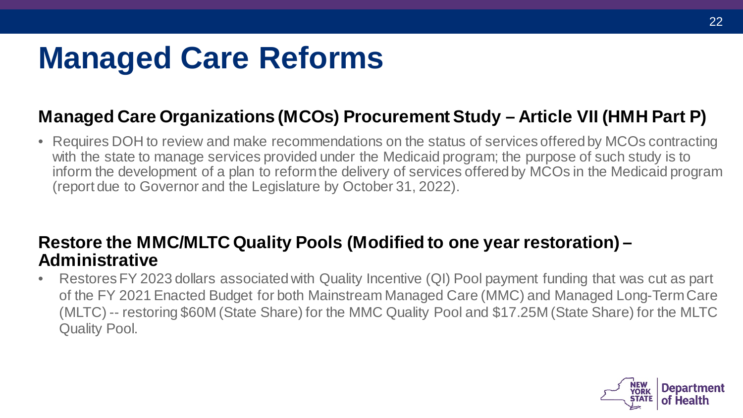# Managed Care Reforms

### Managed Care Organizations (MCOs) Procurement Study – Article VII (HMH Part P)

- Requires DOH to review and make recommendations on the status of services offered by MCOs contracting with the state to manage services provided under the Medicaid program; the purpose of such study is to inform the development of a plan to reform the delivery of services offered by MCOs in the Medicaid program (report due to Governor and the Legislature by October 31, 2022).

### Restore the MMC/MLTC Quality Pools (Modified to one year restoration) – Administrative

- Restores FY 2023 dollars associated with Quality Incentive (QI) Pool payment funding that was cut as part of the FY 2021 Enacted Budget for both Mainstream Managed Care (MMC) and Managed Long-Term Care (MLTC) -- restoring $60M (State Share) for the MMC Quality Pool and $17.25M (State Share) for the MLTC Quality Pool.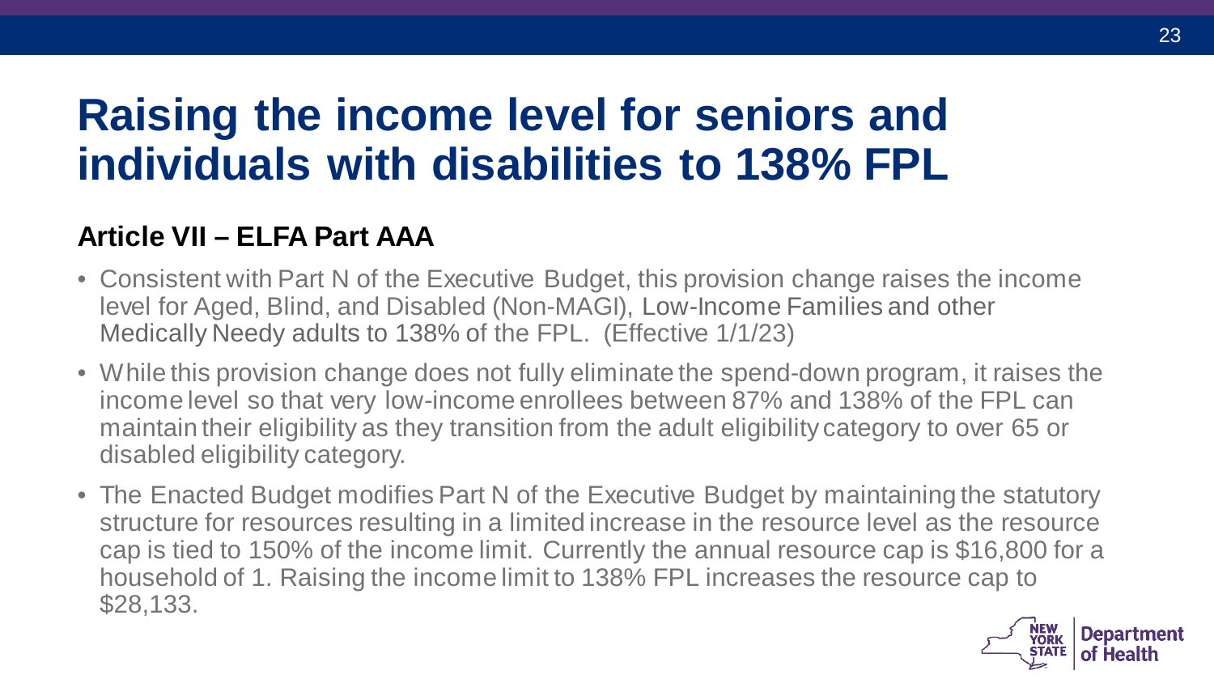# Raising the income level for seniors and individuals with disabilities to 138% FPL

## Article VII – ELFA Part AAA

- Consistent with Part N of the Executive Budget, this provision change raises the income level for Aged, Blind, and Disabled (Non-MAGI), Low-Income Families and other Medically Needy adults to 138% of the FPL. (Effective 1/1/23)
- While this provision change does not fully eliminate the spend-down program, it raises the income level so that very low-income enrollees between 87% and 138% of the FPL can maintain their eligibility as they transition from the adult eligibility category to over 65 or disabled eligibility category.
- The Enacted Budget modifies Part N of the Executive Budget by maintaining the statutory structure for resources resulting in a limited increase in the resource level as the resource cap is tied to 150% of the income limit. Currently the annual resource cap is $16,800 for a household of 1. Raising the income limit to 138% FPL increases the resource cap to $28,133.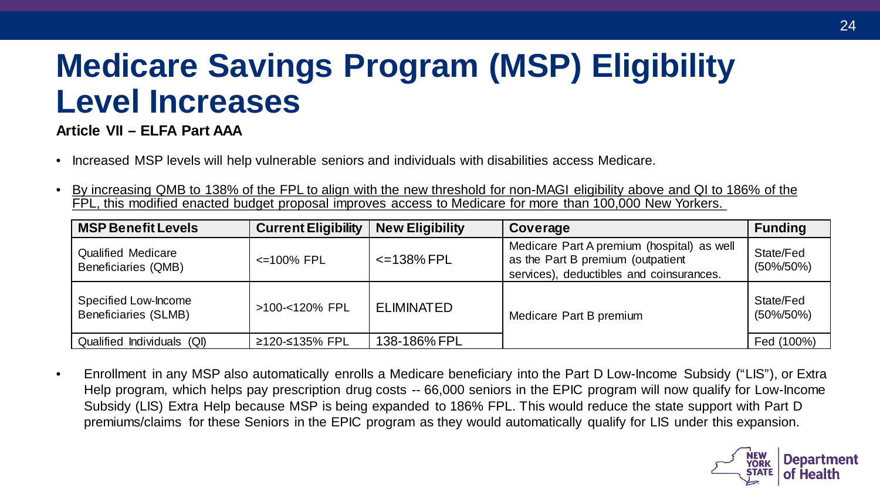# Medicare Savings Program (MSP) Eligibility Level Increases

**Article VII – ELFA Part AAA**

- Increased MSP levels will help vulnerable seniors and individuals with disabilities access Medicare.
- By increasing QMB to 138% of the FPL to align with the new threshold for non-MAGI eligibility above and QI to 186% of the FPL, this modified enacted budget proposal improves access to Medicare for more than 100,000 New Yorkers.

| MSP Benefit Levels | Current Eligibility | New Eligibility | Coverage | Funding |
|---|---|---|---|---|
| Qualified Medicare Beneficiaries (QMB) | <=100% FPL | <=138% FPL | Medicare Part A premium (hospital) as well as the Part B premium (outpatient services), deductibles and coinsurances. | State/Fed (50%/50%) |
| Specified Low-Income Beneficiaries (SLMB) | >100-<120% FPL | ELIMINATED | Medicare Part B premium | State/Fed (50%/50%) |
| Qualified Individuals (QI) | ≥120-≤135% FPL | 138-186% FPL | | Fed (100%) |

- Enrollment in any MSP also automatically enrolls a Medicare beneficiary into the Part D Low-Income Subsidy ("LIS"), or Extra Help program, which helps pay prescription drug costs -- 66,000 seniors in the EPIC program will now qualify for Low-Income Subsidy (LIS) Extra Help because MSP is being expanded to 186% FPL. This would reduce the state support with Part D premiums/claims for these Seniors in the EPIC program as they would automatically qualify for LIS under this expansion.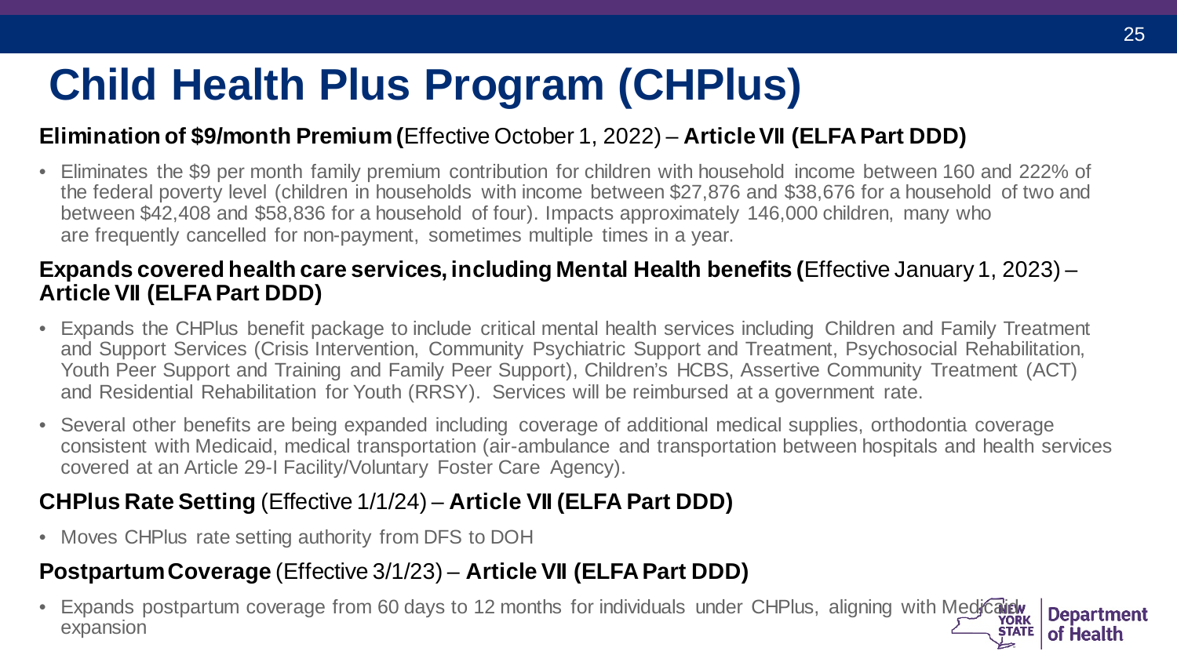# Child Health Plus Program (CHPlus)

**Elimination of $9/month Premium (**Effective October 1, 2022) – **Article VII (ELFA Part DDD)**

- Eliminates the $9 per month family premium contribution for children with household income between 160 and 222% of the federal poverty level (children in households with income between $27,876 and $38,676 for a household of two and between $42,408 and $58,836 for a household of four). Impacts approximately 146,000 children, many who are frequently cancelled for non-payment, sometimes multiple times in a year.

**Expands covered health care services, including Mental Health benefits (**Effective January 1, 2023) – **Article VII (ELFA Part DDD)**

- Expands the CHPlus benefit package to include critical mental health services including Children and Family Treatment and Support Services (Crisis Intervention, Community Psychiatric Support and Treatment, Psychosocial Rehabilitation, Youth Peer Support and Training and Family Peer Support), Children's HCBS, Assertive Community Treatment (ACT) and Residential Rehabilitation for Youth (RRSY). Services will be reimbursed at a government rate.
- Several other benefits are being expanded including coverage of additional medical supplies, orthodontia coverage consistent with Medicaid, medical transportation (air-ambulance and transportation between hospitals and health services covered at an Article 29-I Facility/Voluntary Foster Care Agency).

**CHPlus Rate Setting** (Effective 1/1/24) – **Article VII (ELFA Part DDD)**

- Moves CHPlus rate setting authority from DFS to DOH

**Postpartum Coverage** (Effective 3/1/23) – **Article VII (ELFA Part DDD)**

- Expands postpartum coverage from 60 days to 12 months for individuals under CHPlus, aligning with Medicaid expansion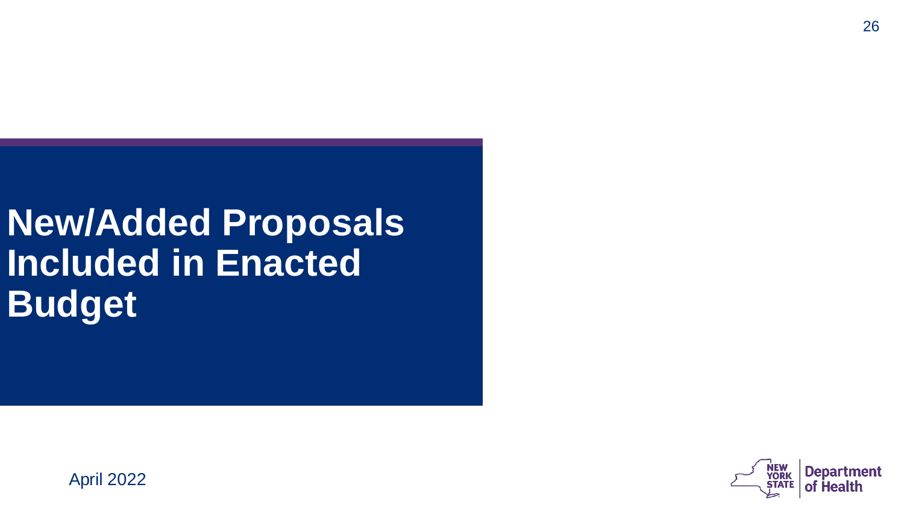# New/Added Proposals Included in Enacted Budget

April 2022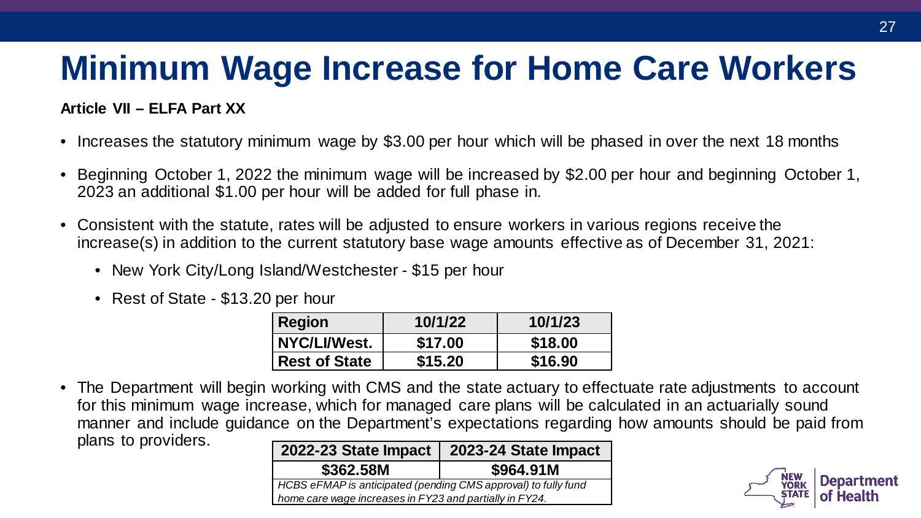# Minimum Wage Increase for Home Care Workers

**Article VII – ELFA Part XX**

- Increases the statutory minimum wage by $3.00 per hour which will be phased in over the next 18 months
- Beginning October 1, 2022 the minimum wage will be increased by $2.00 per hour and beginning October 1, 2023 an additional $1.00 per hour will be added for full phase in.
- Consistent with the statute, rates will be adjusted to ensure workers in various regions receive the increase(s) in addition to the current statutory base wage amounts effective as of December 31, 2021:
  - New York City/Long Island/Westchester - $15 per hour
  - Rest of State - $13.20 per hour

| Region | 10/1/22 | 10/1/23 |
|---|---|---|
| NYC/LI/West. | $17.00 | $18.00 |
| Rest of State | $15.20 | $16.90 |

- The Department will begin working with CMS and the state actuary to effectuate rate adjustments to account for this minimum wage increase, which for managed care plans will be calculated in an actuarially sound manner and include guidance on the Department's expectations regarding how amounts should be paid from plans to providers.

| 2022-23 State Impact | 2023-24 State Impact |
|---|---|
| $362.58M | $964.91M |
| *HCBS eFMAP is anticipated (pending CMS approval) to fully fund home care wage increases in FY23 and partially in FY24.* | |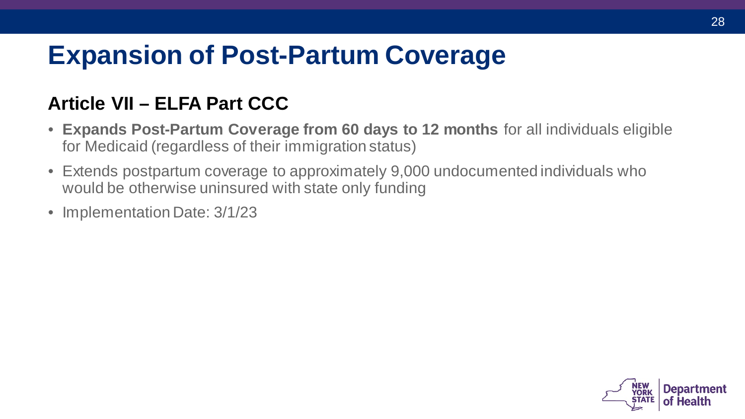# Expansion of Post-Partum Coverage

## Article VII – ELFA Part CCC

- **Expands Post-Partum Coverage from 60 days to 12 months** for all individuals eligible for Medicaid (regardless of their immigration status)
- Extends postpartum coverage to approximately 9,000 undocumented individuals who would be otherwise uninsured with state only funding
- Implementation Date: 3/1/23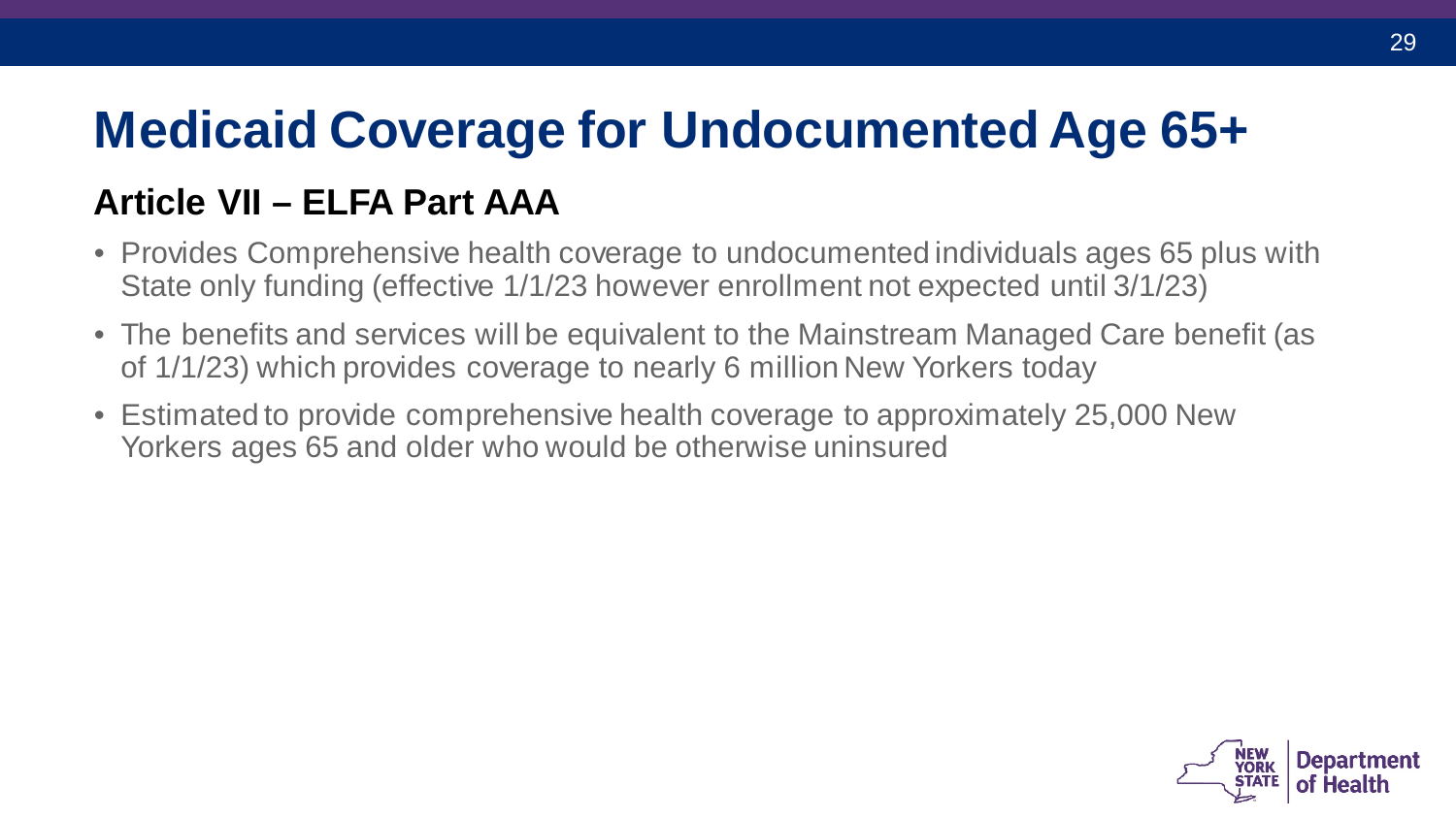# Medicaid Coverage for Undocumented Age 65+

## Article VII – ELFA Part AAA

- Provides Comprehensive health coverage to undocumented individuals ages 65 plus with State only funding (effective 1/1/23 however enrollment not expected until 3/1/23)
- The benefits and services will be equivalent to the Mainstream Managed Care benefit (as of 1/1/23) which provides coverage to nearly 6 million New Yorkers today
- Estimated to provide comprehensive health coverage to approximately 25,000 New Yorkers ages 65 and older who would be otherwise uninsured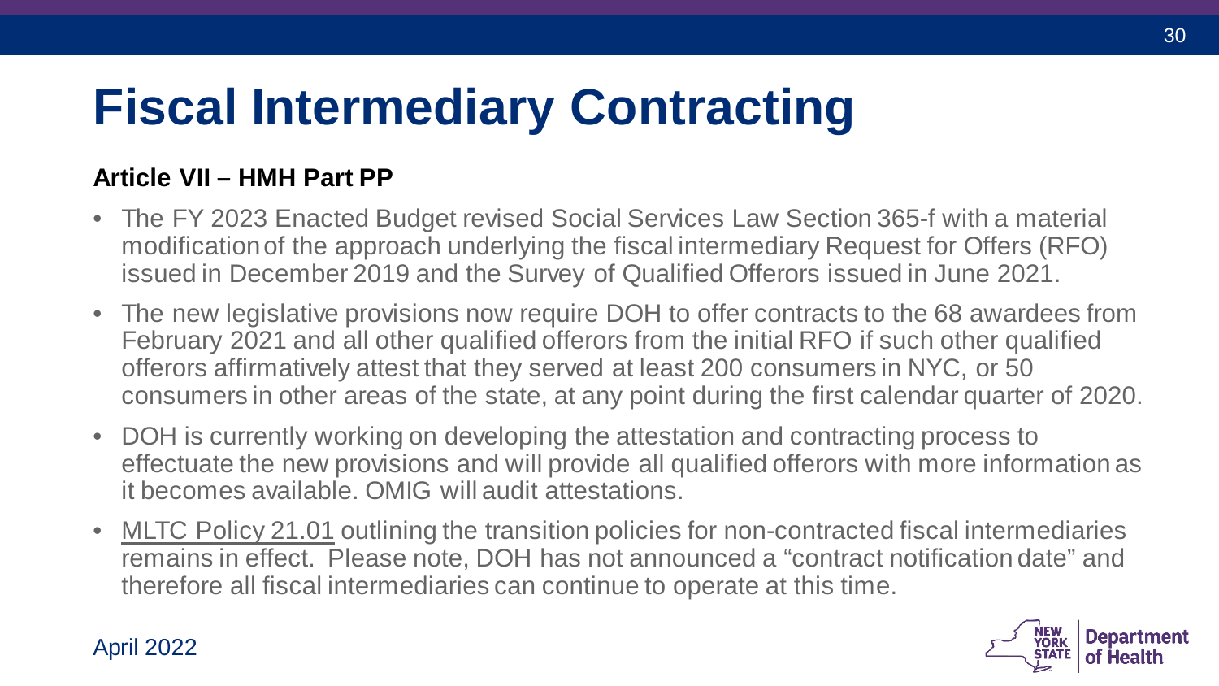# Fiscal Intermediary Contracting

**Article VII – HMH Part PP**

- The FY 2023 Enacted Budget revised Social Services Law Section 365-f with a material modification of the approach underlying the fiscal intermediary Request for Offers (RFO) issued in December 2019 and the Survey of Qualified Offerors issued in June 2021.
- The new legislative provisions now require DOH to offer contracts to the 68 awardees from February 2021 and all other qualified offerors from the initial RFO if such other qualified offerors affirmatively attest that they served at least 200 consumers in NYC, or 50 consumers in other areas of the state, at any point during the first calendar quarter of 2020.
- DOH is currently working on developing the attestation and contracting process to effectuate the new provisions and will provide all qualified offerors with more information as it becomes available. OMIG will audit attestations.
- MLTC Policy 21.01 outlining the transition policies for non-contracted fiscal intermediaries remains in effect. Please note, DOH has not announced a "contract notification date" and therefore all fiscal intermediaries can continue to operate at this time.

April 2022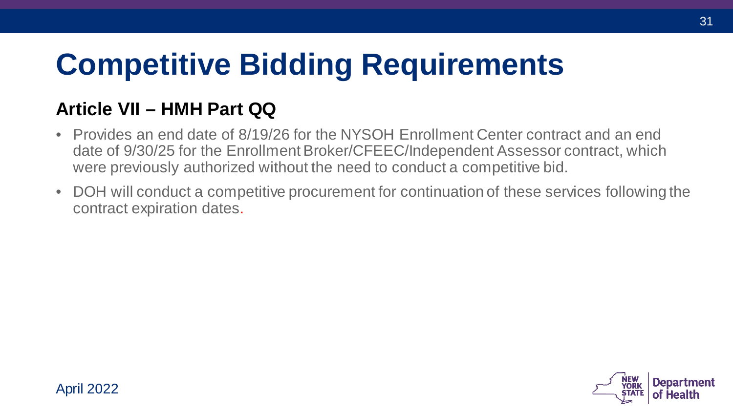# Competitive Bidding Requirements

## Article VII – HMH Part QQ

- Provides an end date of 8/19/26 for the NYSOH Enrollment Center contract and an end date of 9/30/25 for the Enrollment Broker/CFEEC/Independent Assessor contract, which were previously authorized without the need to conduct a competitive bid.
- DOH will conduct a competitive procurement for continuation of these services following the contract expiration dates.

April 2022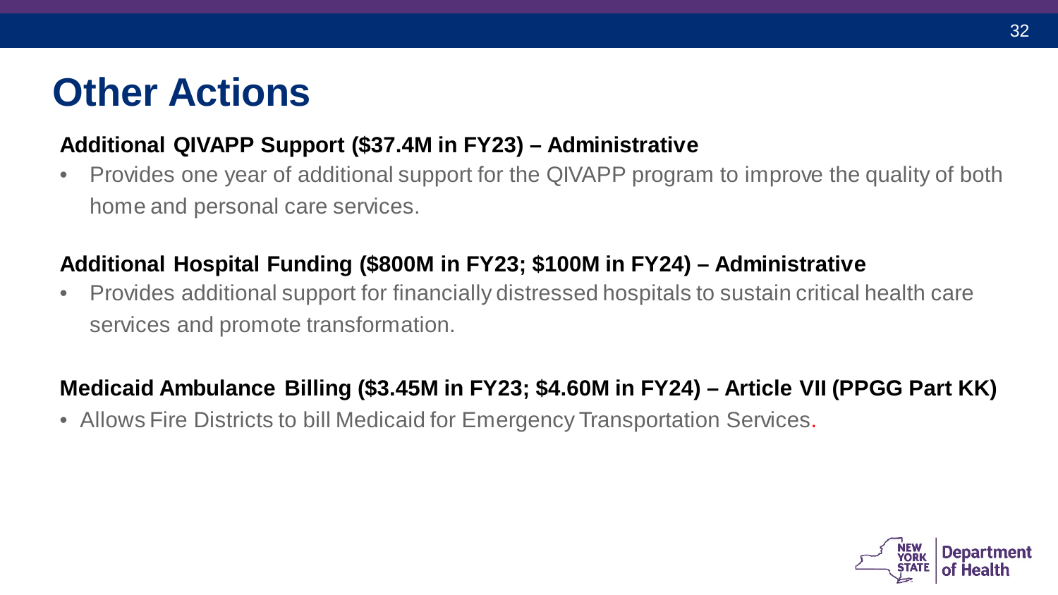# Other Actions

**Additional QIVAPP Support ($37.4M in FY23) – Administrative**

- Provides one year of additional support for the QIVAPP program to improve the quality of both home and personal care services.

**Additional Hospital Funding ($800M in FY23; $100M in FY24) – Administrative**

- Provides additional support for financially distressed hospitals to sustain critical health care services and promote transformation.

**Medicaid Ambulance Billing ($3.45M in FY23; $4.60M in FY24) – Article VII (PPGG Part KK)**

- Allows Fire Districts to bill Medicaid for Emergency Transportation Services.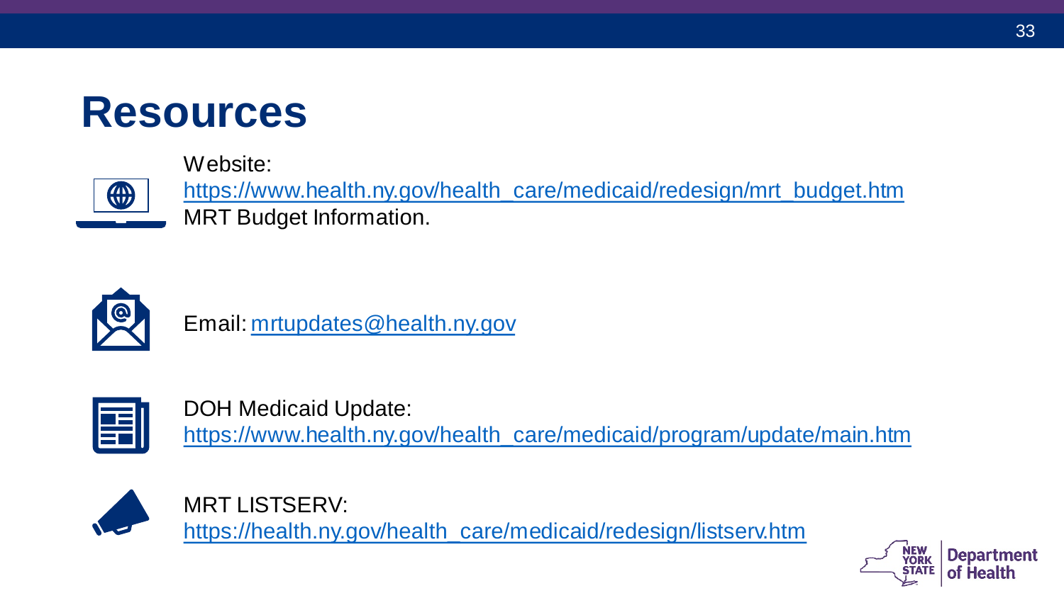# Resources

Website:
https://www.health.ny.gov/health_care/medicaid/redesign/mrt_budget.htm
MRT Budget Information.

Email: mrtupdates@health.ny.gov

DOH Medicaid Update:
https://www.health.ny.gov/health_care/medicaid/program/update/main.htm

MRT LISTSERV:
https://health.ny.gov/health_care/medicaid/redesign/listserv.htm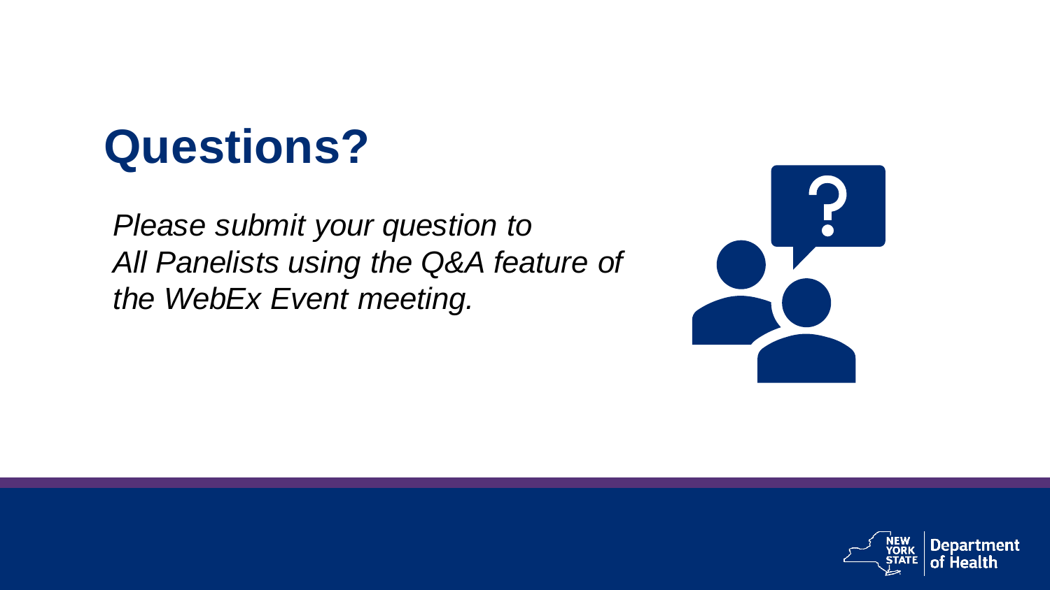# Questions?

*Please submit your question to All Panelists using the Q&A feature of the WebEx Event meeting.*